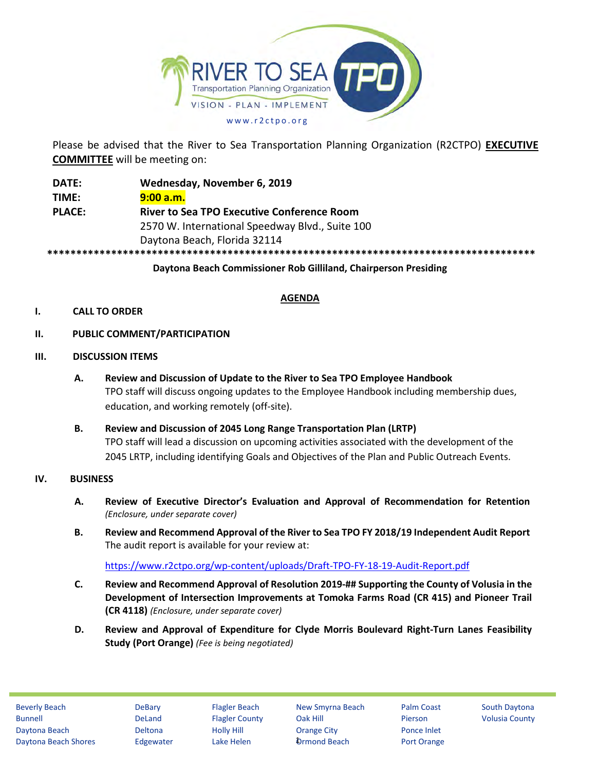Please be advised that the River to Sea Transportation Planning Organization (R2CTPO) **EXECUTIVE COMMITTEE** will be meeting on:

| | |
|---|---|
| **DATE:** | **Wednesday, November 6, 2019** |
| **TIME:** | **9:00 a.m.** |
| **PLACE:** | **River to Sea TPO Executive Conference Room** |
| | 2570 W. International Speedway Blvd., Suite 100 |
| | Daytona Beach, Florida 32114 |

*************************************************************************************

**Daytona Beach Commissioner Rob Gilliland, Chairperson Presiding**

## AGENDA

**I. CALL TO ORDER**

**II. PUBLIC COMMENT/PARTICIPATION**

**III. DISCUSSION ITEMS**

**A. Review and Discussion of Update to the River to Sea TPO Employee Handbook**
TPO staff will discuss ongoing updates to the Employee Handbook including membership dues, education, and working remotely (off-site).

**B. Review and Discussion of 2045 Long Range Transportation Plan (LRTP)**
TPO staff will lead a discussion on upcoming activities associated with the development of the 2045 LRTP, including identifying Goals and Objectives of the Plan and Public Outreach Events.

**IV. BUSINESS**

**A. Review of Executive Director's Evaluation and Approval of Recommendation for Retention** *(Enclosure, under separate cover)*

**B. Review and Recommend Approval of the River to Sea TPO FY 2018/19 Independent Audit Report**
The audit report is available for your review at:

https://www.r2ctpo.org/wp-content/uploads/Draft-TPO-FY-18-19-Audit-Report.pdf

**C. Review and Recommend Approval of Resolution 2019-## Supporting the County of Volusia in the Development of Intersection Improvements at Tomoka Farms Road (CR 415) and Pioneer Trail (CR 4118)** *(Enclosure, under separate cover)*

**D. Review and Approval of Expenditure for Clyde Morris Boulevard Right-Turn Lanes Feasibility Study (Port Orange)** *(Fee is being negotiated)*

| | | | | | |
|---|---|---|---|---|---|
| Beverly Beach | DeBary | Flagler Beach | New Smyrna Beach | Palm Coast | South Daytona |
| Bunnell | DeLand | Flagler County | Oak Hill | Pierson | Volusia County |
| Daytona Beach | Deltona | Holly Hill | Orange City | Ponce Inlet | |
| Daytona Beach Shores | Edgewater | Lake Helen | Ormond Beach | Port Orange | |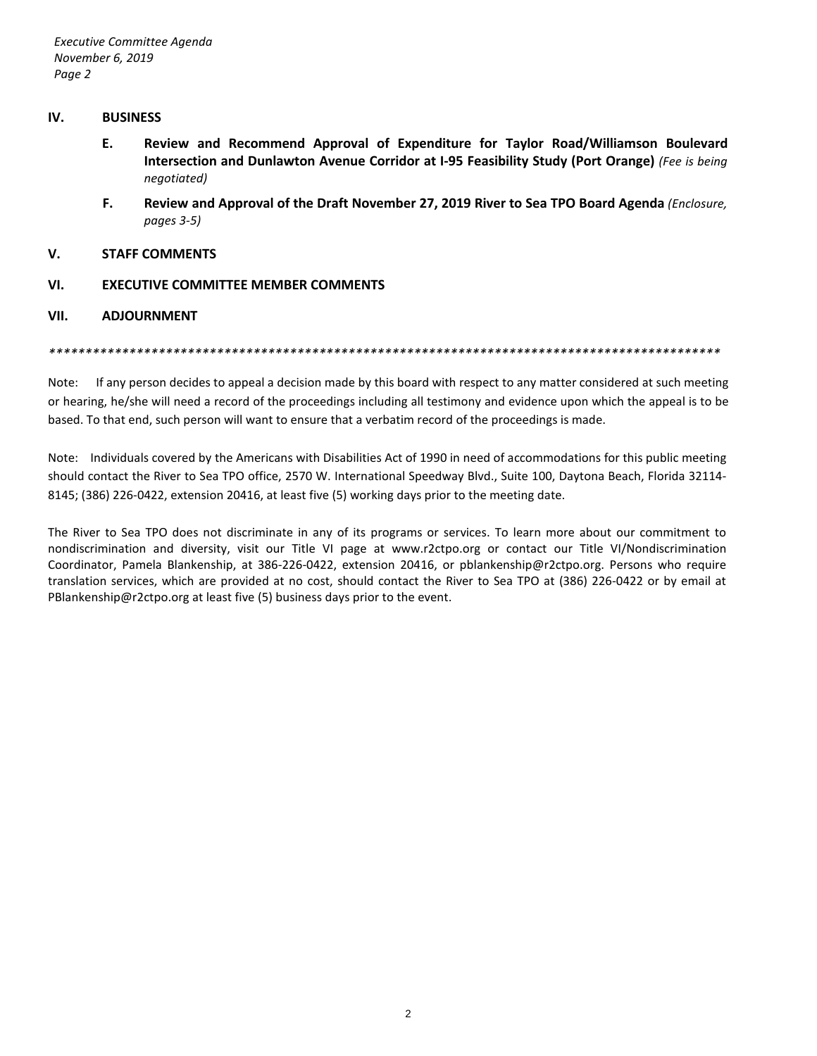## IV. BUSINESS

**E. Review and Recommend Approval of Expenditure for Taylor Road/Williamson Boulevard Intersection and Dunlawton Avenue Corridor at I-95 Feasibility Study (Port Orange)** *(Fee is being negotiated)*

**F. Review and Approval of the Draft November 27, 2019 River to Sea TPO Board Agenda** *(Enclosure, pages 3-5)*

## V. STAFF COMMENTS

## VI. EXECUTIVE COMMITTEE MEMBER COMMENTS

## VII. ADJOURNMENT

*****************************************************************************************************

Note: If any person decides to appeal a decision made by this board with respect to any matter considered at such meeting or hearing, he/she will need a record of the proceedings including all testimony and evidence upon which the appeal is to be based. To that end, such person will want to ensure that a verbatim record of the proceedings is made.

Note: Individuals covered by the Americans with Disabilities Act of 1990 in need of accommodations for this public meeting should contact the River to Sea TPO office, 2570 W. International Speedway Blvd., Suite 100, Daytona Beach, Florida 32114-8145; (386) 226-0422, extension 20416, at least five (5) working days prior to the meeting date.

The River to Sea TPO does not discriminate in any of its programs or services. To learn more about our commitment to nondiscrimination and diversity, visit our Title VI page at www.r2ctpo.org or contact our Title VI/Nondiscrimination Coordinator, Pamela Blankenship, at 386-226-0422, extension 20416, or pblankenship@r2ctpo.org. Persons who require translation services, which are provided at no cost, should contact the River to Sea TPO at (386) 226-0422 or by email at PBlankenship@r2ctpo.org at least five (5) business days prior to the event.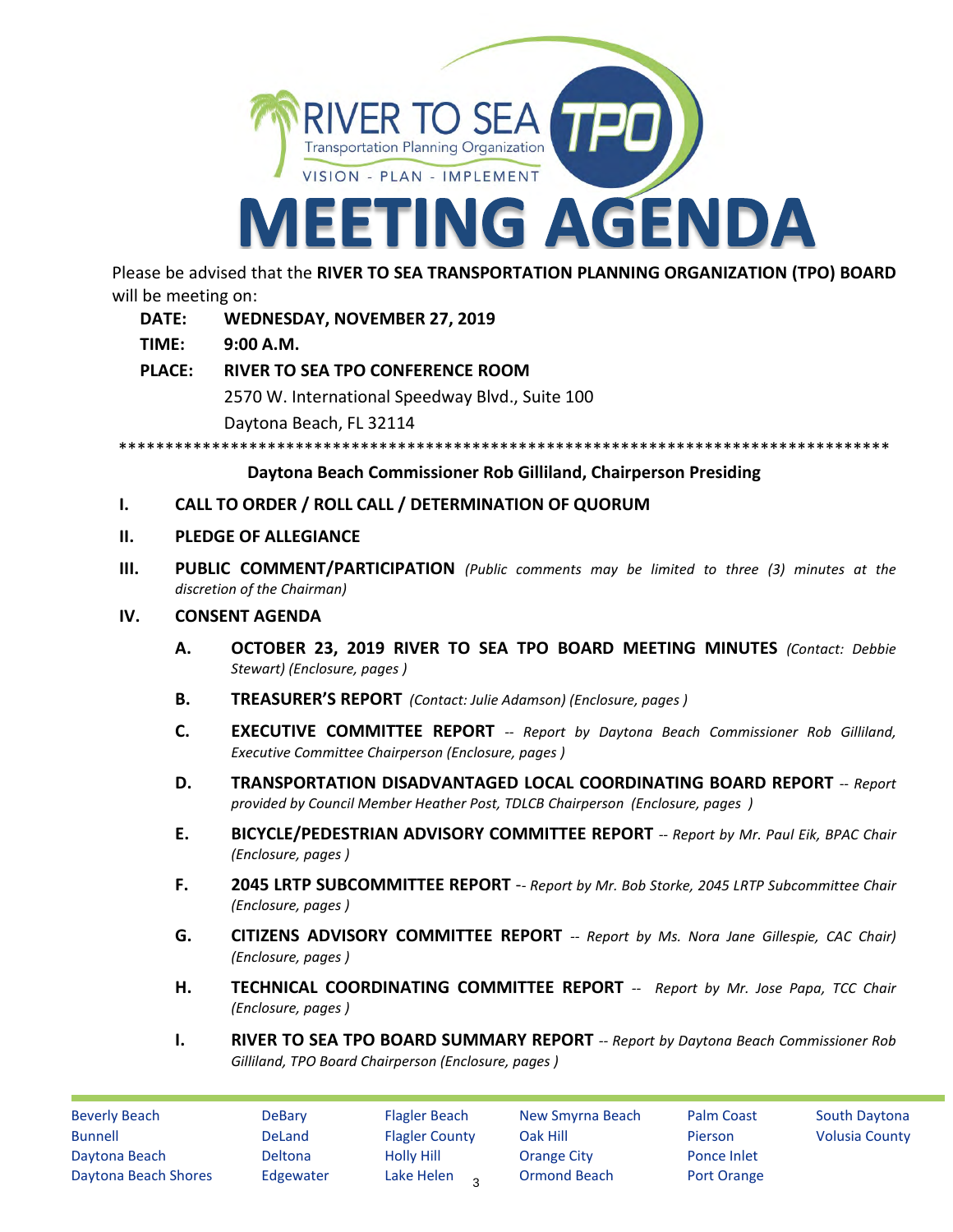# MEETING AGENDA

Please be advised that the **RIVER TO SEA TRANSPORTATION PLANNING ORGANIZATION (TPO) BOARD** will be meeting on:

**DATE:** **WEDNESDAY, NOVEMBER 27, 2019**

**TIME:** **9:00 A.M.**

**PLACE:** **RIVER TO SEA TPO CONFERENCE ROOM**
2570 W. International Speedway Blvd., Suite 100
Daytona Beach, FL 32114

**************************************************************************************

**Daytona Beach Commissioner Rob Gilliland, Chairperson Presiding**

**I. CALL TO ORDER / ROLL CALL / DETERMINATION OF QUORUM**

**II. PLEDGE OF ALLEGIANCE**

**III. PUBLIC COMMENT/PARTICIPATION** *(Public comments may be limited to three (3) minutes at the discretion of the Chairman)*

**IV. CONSENT AGENDA**

**A. OCTOBER 23, 2019 RIVER TO SEA TPO BOARD MEETING MINUTES** *(Contact: Debbie Stewart) (Enclosure, pages )*

**B. TREASURER'S REPORT** *(Contact: Julie Adamson) (Enclosure, pages )*

**C. EXECUTIVE COMMITTEE REPORT** -- *Report by Daytona Beach Commissioner Rob Gilliland, Executive Committee Chairperson (Enclosure, pages )*

**D. TRANSPORTATION DISADVANTAGED LOCAL COORDINATING BOARD REPORT** -- *Report provided by Council Member Heather Post, TDLCB Chairperson (Enclosure, pages )*

**E. BICYCLE/PEDESTRIAN ADVISORY COMMITTEE REPORT** -- *Report by Mr. Paul Eik, BPAC Chair (Enclosure, pages )*

**F. 2045 LRTP SUBCOMMITTEE REPORT** -- *Report by Mr. Bob Storke, 2045 LRTP Subcommittee Chair (Enclosure, pages )*

**G. CITIZENS ADVISORY COMMITTEE REPORT** -- *Report by Ms. Nora Jane Gillespie, CAC Chair) (Enclosure, pages )*

**H. TECHNICAL COORDINATING COMMITTEE REPORT** -- *Report by Mr. Jose Papa, TCC Chair (Enclosure, pages )*

**I. RIVER TO SEA TPO BOARD SUMMARY REPORT** -- *Report by Daytona Beach Commissioner Rob Gilliland, TPO Board Chairperson (Enclosure, pages )*

Beverly Beach, Bunnell, Daytona Beach, Daytona Beach Shores, DeBary, DeLand, Deltona, Edgewater, Flagler Beach, Flagler County, Holly Hill, Lake Helen, New Smyrna Beach, Oak Hill, Orange City, Ormond Beach, Palm Coast, Pierson, Ponce Inlet, Port Orange, South Daytona, Volusia County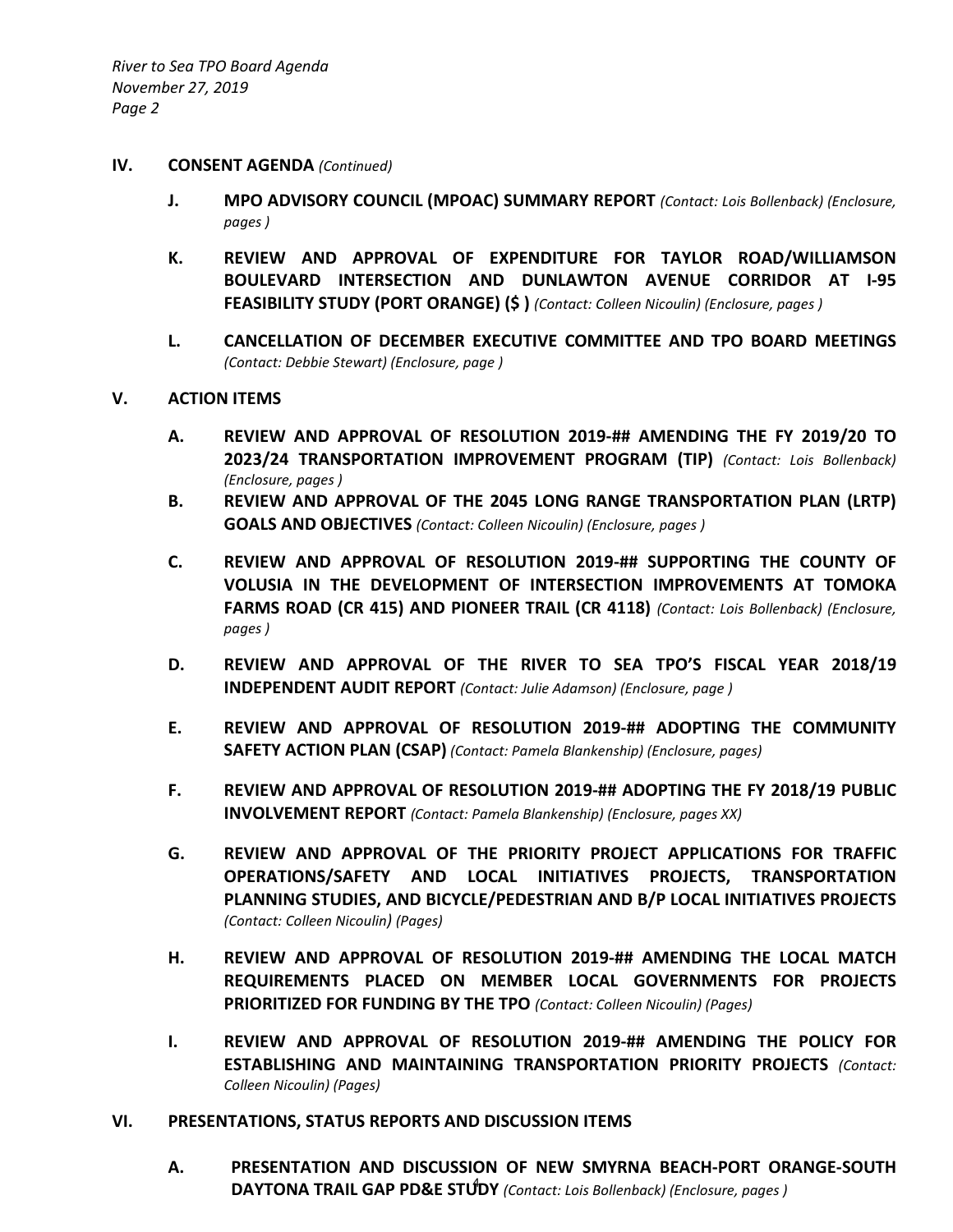## IV. CONSENT AGENDA *(Continued)*

**J. MPO ADVISORY COUNCIL (MPOAC) SUMMARY REPORT** *(Contact: Lois Bollenback) (Enclosure, pages )*

**K. REVIEW AND APPROVAL OF EXPENDITURE FOR TAYLOR ROAD/WILLIAMSON BOULEVARD INTERSECTION AND DUNLAWTON AVENUE CORRIDOR AT I-95 FEASIBILITY STUDY (PORT ORANGE) ($ )** *(Contact: Colleen Nicoulin) (Enclosure, pages )*

**L. CANCELLATION OF DECEMBER EXECUTIVE COMMITTEE AND TPO BOARD MEETINGS** *(Contact: Debbie Stewart) (Enclosure, page )*

## V. ACTION ITEMS

**A. REVIEW AND APPROVAL OF RESOLUTION 2019-## AMENDING THE FY 2019/20 TO 2023/24 TRANSPORTATION IMPROVEMENT PROGRAM (TIP)** *(Contact: Lois Bollenback) (Enclosure, pages )*

**B. REVIEW AND APPROVAL OF THE 2045 LONG RANGE TRANSPORTATION PLAN (LRTP) GOALS AND OBJECTIVES** *(Contact: Colleen Nicoulin) (Enclosure, pages )*

**C. REVIEW AND APPROVAL OF RESOLUTION 2019-## SUPPORTING THE COUNTY OF VOLUSIA IN THE DEVELOPMENT OF INTERSECTION IMPROVEMENTS AT TOMOKA FARMS ROAD (CR 415) AND PIONEER TRAIL (CR 4118)** *(Contact: Lois Bollenback) (Enclosure, pages )*

**D. REVIEW AND APPROVAL OF THE RIVER TO SEA TPO'S FISCAL YEAR 2018/19 INDEPENDENT AUDIT REPORT** *(Contact: Julie Adamson) (Enclosure, page )*

**E. REVIEW AND APPROVAL OF RESOLUTION 2019-## ADOPTING THE COMMUNITY SAFETY ACTION PLAN (CSAP)** *(Contact: Pamela Blankenship) (Enclosure, pages)*

**F. REVIEW AND APPROVAL OF RESOLUTION 2019-## ADOPTING THE FY 2018/19 PUBLIC INVOLVEMENT REPORT** *(Contact: Pamela Blankenship) (Enclosure, pages XX)*

**G. REVIEW AND APPROVAL OF THE PRIORITY PROJECT APPLICATIONS FOR TRAFFIC OPERATIONS/SAFETY AND LOCAL INITIATIVES PROJECTS, TRANSPORTATION PLANNING STUDIES, AND BICYCLE/PEDESTRIAN AND B/P LOCAL INITIATIVES PROJECTS** *(Contact: Colleen Nicoulin) (Pages)*

**H. REVIEW AND APPROVAL OF RESOLUTION 2019-## AMENDING THE LOCAL MATCH REQUIREMENTS PLACED ON MEMBER LOCAL GOVERNMENTS FOR PROJECTS PRIORITIZED FOR FUNDING BY THE TPO** *(Contact: Colleen Nicoulin) (Pages)*

**I. REVIEW AND APPROVAL OF RESOLUTION 2019-## AMENDING THE POLICY FOR ESTABLISHING AND MAINTAINING TRANSPORTATION PRIORITY PROJECTS** *(Contact: Colleen Nicoulin) (Pages)*

## VI. PRESENTATIONS, STATUS REPORTS AND DISCUSSION ITEMS

**A. PRESENTATION AND DISCUSSION OF NEW SMYRNA BEACH-PORT ORANGE-SOUTH DAYTONA TRAIL GAP PD&E STUDY** *(Contact: Lois Bollenback) (Enclosure, pages )*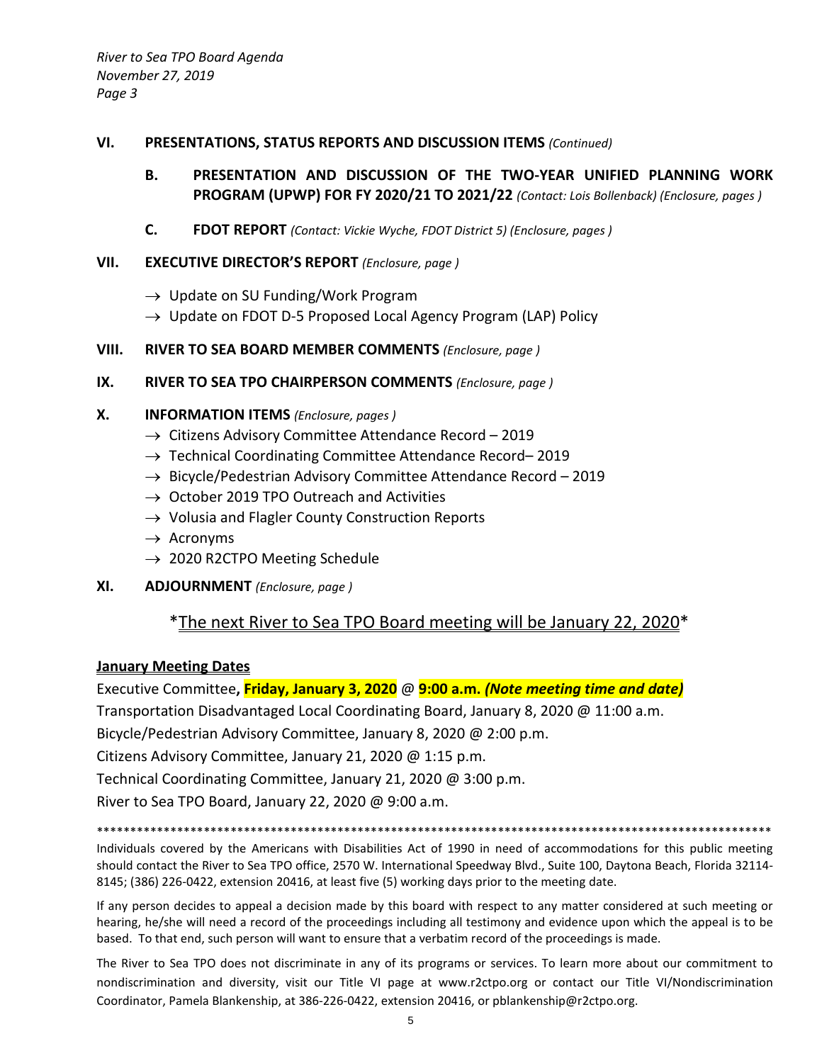## VI. PRESENTATIONS, STATUS REPORTS AND DISCUSSION ITEMS *(Continued)*

**B. PRESENTATION AND DISCUSSION OF THE TWO-YEAR UNIFIED PLANNING WORK PROGRAM (UPWP) FOR FY 2020/21 TO 2021/22** *(Contact: Lois Bollenback) (Enclosure, pages )*

**C. FDOT REPORT** *(Contact: Vickie Wyche, FDOT District 5) (Enclosure, pages )*

## VII. EXECUTIVE DIRECTOR'S REPORT *(Enclosure, page )*

→ Update on SU Funding/Work Program
→ Update on FDOT D-5 Proposed Local Agency Program (LAP) Policy

## VIII. RIVER TO SEA BOARD MEMBER COMMENTS *(Enclosure, page )*

## IX. RIVER TO SEA TPO CHAIRPERSON COMMENTS *(Enclosure, page )*

## X. INFORMATION ITEMS *(Enclosure, pages )*

→ Citizens Advisory Committee Attendance Record – 2019
→ Technical Coordinating Committee Attendance Record– 2019
→ Bicycle/Pedestrian Advisory Committee Attendance Record – 2019
→ October 2019 TPO Outreach and Activities
→ Volusia and Flagler County Construction Reports
→ Acronyms
→ 2020 R2CTPO Meeting Schedule

## XI. ADJOURNMENT *(Enclosure, page )*

*The next River to Sea TPO Board meeting will be January 22, 2020*

**January Meeting Dates**

Executive Committee**, Friday, January 3, 2020** @ **9:00 a.m.** ***(Note meeting time and date)***
Transportation Disadvantaged Local Coordinating Board, January 8, 2020 @ 11:00 a.m.
Bicycle/Pedestrian Advisory Committee, January 8, 2020 @ 2:00 p.m.
Citizens Advisory Committee, January 21, 2020 @ 1:15 p.m.
Technical Coordinating Committee, January 21, 2020 @ 3:00 p.m.
River to Sea TPO Board, January 22, 2020 @ 9:00 a.m.

*****************************************************************************************************

Individuals covered by the Americans with Disabilities Act of 1990 in need of accommodations for this public meeting should contact the River to Sea TPO office, 2570 W. International Speedway Blvd., Suite 100, Daytona Beach, Florida 32114-8145; (386) 226-0422, extension 20416, at least five (5) working days prior to the meeting date.

If any person decides to appeal a decision made by this board with respect to any matter considered at such meeting or hearing, he/she will need a record of the proceedings including all testimony and evidence upon which the appeal is to be based. To that end, such person will want to ensure that a verbatim record of the proceedings is made.

The River to Sea TPO does not discriminate in any of its programs or services. To learn more about our commitment to nondiscrimination and diversity, visit our Title VI page at www.r2ctpo.org or contact our Title VI/Nondiscrimination Coordinator, Pamela Blankenship, at 386-226-0422, extension 20416, or pblankenship@r2ctpo.org.